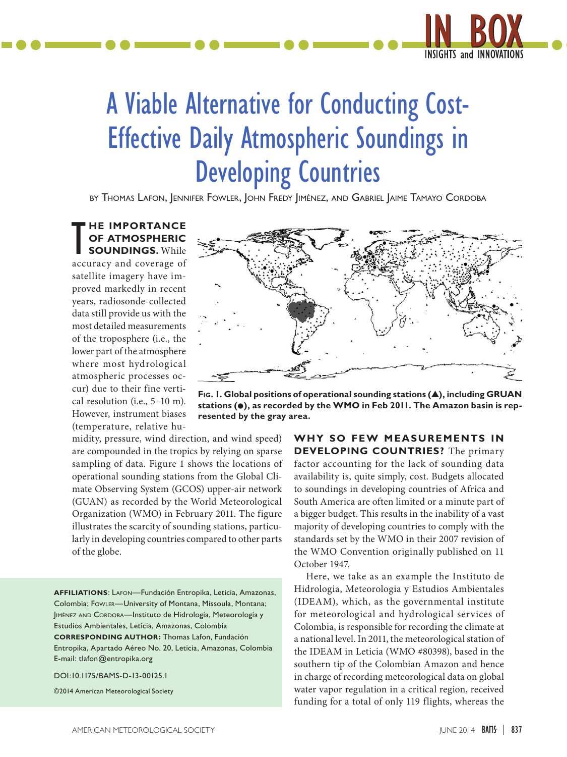# A Viable Alternative for Conducting Cost-Effective Daily Atmospheric Soundings in Developing Countries

by Thomas Lafon, Jennifer Fowler, John Fredy Jiménez, and Gabriel Jaime Tamayo Cordoba

**THE IMPORTANCE OF ATMOSPHERIC SOUNDINGS.** While accuracy and coverage of satellite imagery have improved markedly in recent years, radiosonde-collected data still provide us with the most detailed measurements of the troposphere (i.e., the lower part of the atmosphere where most hydrological atmospheric processes occur) due to their fine vertical resolution (i.e., 5–10 m). However, instrument biases (temperature, relative humidity, pressure, wind direction, and wind speed) are compounded in the tropics by relying on sparse sampling of data. Figure 1 shows the locations of operational sounding stations from the Global Climate Observing System (GCOS) upper-air network (GUAN) as recorded by the World Meteorological Organization (WMO) in February 2011. The figure illustrates the scarcity of sounding stations, particularly in developing countries compared to other parts of the globe.

**Fig. 1. Global positions of operational sounding stations (▲), including GRUAN stations (●), as recorded by the WMO in Feb 2011. The Amazon basin is represented by the gray area.**

**WHY SO FEW MEASUREMENTS IN DEVELOPING COUNTRIES?** The primary factor accounting for the lack of sounding data availability is, quite simply, cost. Budgets allocated to soundings in developing countries of Africa and South America are often limited or a minute part of a bigger budget. This results in the inability of a vast majority of developing countries to comply with the standards set by the WMO in their 2007 revision of the WMO Convention originally published on 11 October 1947.

Here, we take as an example the Instituto de Hidrologia, Meteorologia y Estudios Ambientales (IDEAM), which, as the governmental institute for meteorological and hydrological services of Colombia, is responsible for recording the climate at a national level. In 2011, the meteorological station of the IDEAM in Leticia (WMO #80398), based in the southern tip of the Colombian Amazon and hence in charge of recording meteorological data on global water vapor regulation in a critical region, received funding for a total of only 119 flights, whereas the

**AFFILIATIONS**: Lafon—Fundación Entropika, Leticia, Amazonas, Colombia; Fowler—University of Montana, Missoula, Montana; Jiménez and Cordoba—Instituto de Hidrología, Meteorología y Estudios Ambientales, Leticia, Amazonas, Colombia

**CORRESPONDING AUTHOR:** Thomas Lafon, Fundación Entropika, Apartado Aéreo No. 20, Leticia, Amazonas, Colombia

E-mail: tlafon@entropika.org

DOI:10.1175/BAMS-D-13-00125.1

©2014 American Meteorological Society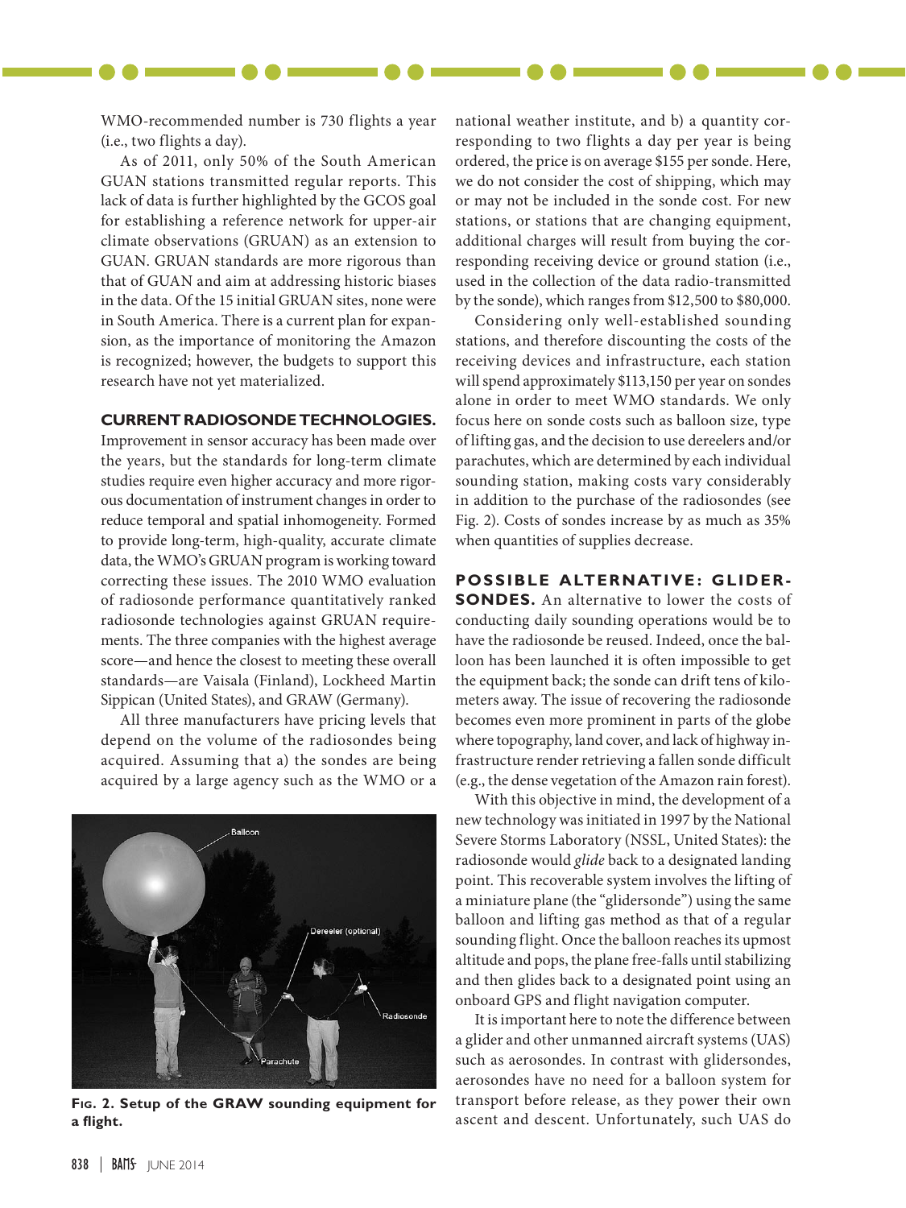WMO-recommended number is 730 flights a year (i.e., two flights a day).

As of 2011, only 50% of the South American GUAN stations transmitted regular reports. This lack of data is further highlighted by the GCOS goal for establishing a reference network for upper-air climate observations (GRUAN) as an extension to GUAN. GRUAN standards are more rigorous than that of GUAN and aim at addressing historic biases in the data. Of the 15 initial GRUAN sites, none were in South America. There is a current plan for expansion, as the importance of monitoring the Amazon is recognized; however, the budgets to support this research have not yet materialized.

**CURRENT RADIOSONDE TECHNOLOGIES.** Improvement in sensor accuracy has been made over the years, but the standards for long-term climate studies require even higher accuracy and more rigorous documentation of instrument changes in order to reduce temporal and spatial inhomogeneity. Formed to provide long-term, high-quality, accurate climate data, the WMO's GRUAN program is working toward correcting these issues. The 2010 WMO evaluation of radiosonde performance quantitatively ranked radiosonde technologies against GRUAN requirements. The three companies with the highest average score—and hence the closest to meeting these overall standards—are Vaisala (Finland), Lockheed Martin Sippican (United States), and GRAW (Germany).

All three manufacturers have pricing levels that depend on the volume of the radiosondes being acquired. Assuming that a) the sondes are being acquired by a large agency such as the WMO or a national weather institute, and b) a quantity corresponding to two flights a day per year is being ordered, the price is on average \$155 per sonde. Here, we do not consider the cost of shipping, which may or may not be included in the sonde cost. For new stations, or stations that are changing equipment, additional charges will result from buying the corresponding receiving device or ground station (i.e., used in the collection of the data radio-transmitted by the sonde), which ranges from \$12,500 to \$80,000.

Considering only well-established sounding stations, and therefore discounting the costs of the receiving devices and infrastructure, each station will spend approximately \$113,150 per year on sondes alone in order to meet WMO standards. We only focus here on sonde costs such as balloon size, type of lifting gas, and the decision to use dereelers and/or parachutes, which are determined by each individual sounding station, making costs vary considerably in addition to the purchase of the radiosondes (see Fig. 2). Costs of sondes increase by as much as 35% when quantities of supplies decrease.

**FIG. 2. Setup of the GRAW sounding equipment for a flight.**

**POSSIBLE ALTERNATIVE: GLIDERSONDES.** An alternative to lower the costs of conducting daily sounding operations would be to have the radiosonde be reused. Indeed, once the balloon has been launched it is often impossible to get the equipment back; the sonde can drift tens of kilometers away. The issue of recovering the radiosonde becomes even more prominent in parts of the globe where topography, land cover, and lack of highway infrastructure render retrieving a fallen sonde difficult (e.g., the dense vegetation of the Amazon rain forest).

With this objective in mind, the development of a new technology was initiated in 1997 by the National Severe Storms Laboratory (NSSL, United States): the radiosonde would *glide* back to a designated landing point. This recoverable system involves the lifting of a miniature plane (the "glidersonde") using the same balloon and lifting gas method as that of a regular sounding flight. Once the balloon reaches its upmost altitude and pops, the plane free-falls until stabilizing and then glides back to a designated point using an onboard GPS and flight navigation computer.

It is important here to note the difference between a glider and other unmanned aircraft systems (UAS) such as aerosondes. In contrast with glidersondes, aerosondes have no need for a balloon system for transport before release, as they power their own ascent and descent. Unfortunately, such UAS do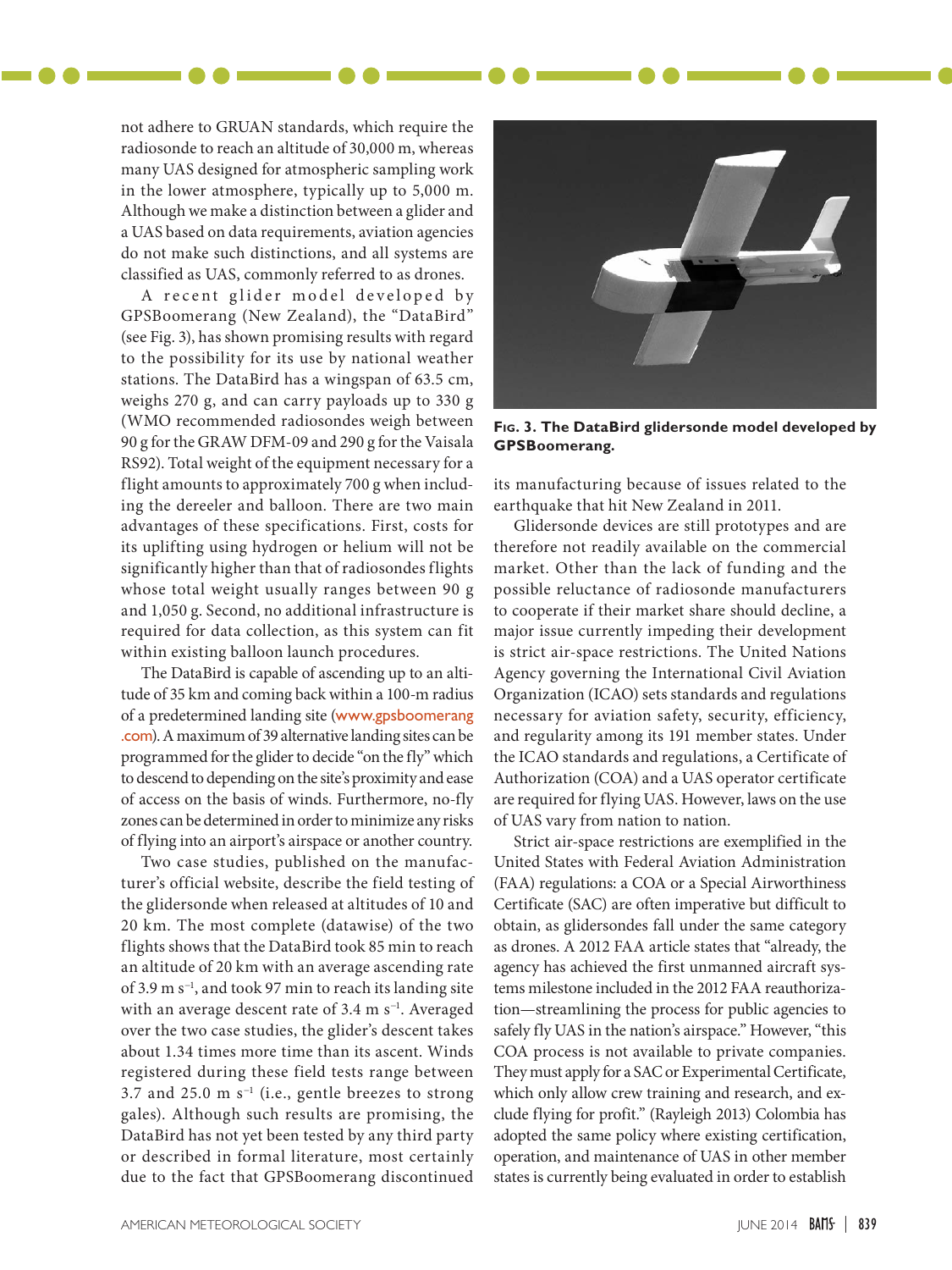not adhere to GRUAN standards, which require the radiosonde to reach an altitude of 30,000 m, whereas many UAS designed for atmospheric sampling work in the lower atmosphere, typically up to 5,000 m. Although we make a distinction between a glider and a UAS based on data requirements, aviation agencies do not make such distinctions, and all systems are classified as UAS, commonly referred to as drones.

A recent glider model developed by GPSBoomerang (New Zealand), the "DataBird" (see Fig. 3), has shown promising results with regard to the possibility for its use by national weather stations. The DataBird has a wingspan of 63.5 cm, weighs 270 g, and can carry payloads up to 330 g (WMO recommended radiosondes weigh between 90 g for the GRAW DFM-09 and 290 g for the Vaisala RS92). Total weight of the equipment necessary for a flight amounts to approximately 700 g when including the dereeler and balloon. There are two main advantages of these specifications. First, costs for its uplifting using hydrogen or helium will not be significantly higher than that of radiosondes flights whose total weight usually ranges between 90 g and 1,050 g. Second, no additional infrastructure is required for data collection, as this system can fit within existing balloon launch procedures.

The DataBird is capable of ascending up to an altitude of 35 km and coming back within a 100-m radius of a predetermined landing site (www.gpsboomerang.com). A maximum of 39 alternative landing sites can be programmed for the glider to decide "on the fly" which to descend to depending on the site's proximity and ease of access on the basis of winds. Furthermore, no-fly zones can be determined in order to minimize any risks of flying into an airport's airspace or another country.

Two case studies, published on the manufacturer's official website, describe the field testing of the glidersonde when released at altitudes of 10 and 20 km. The most complete (datawise) of the two flights shows that the DataBird took 85 min to reach an altitude of 20 km with an average ascending rate of 3.9 m $s^{-1}$, and took 97 min to reach its landing site with an average descent rate of 3.4 m $s^{-1}$. Averaged over the two case studies, the glider's descent takes about 1.34 times more time than its ascent. Winds registered during these field tests range between 3.7 and 25.0 m $s^{-1}$ (i.e., gentle breezes to strong gales). Although such results are promising, the DataBird has not yet been tested by any third party or described in formal literature, most certainly due to the fact that GPSBoomerang discontinued its manufacturing because of issues related to the earthquake that hit New Zealand in 2011.

**Fig. 3. The DataBird glidersonde model developed by GPSBoomerang.**

Glidersonde devices are still prototypes and are therefore not readily available on the commercial market. Other than the lack of funding and the possible reluctance of radiosonde manufacturers to cooperate if their market share should decline, a major issue currently impeding their development is strict air-space restrictions. The United Nations Agency governing the International Civil Aviation Organization (ICAO) sets standards and regulations necessary for aviation safety, security, efficiency, and regularity among its 191 member states. Under the ICAO standards and regulations, a Certificate of Authorization (COA) and a UAS operator certificate are required for flying UAS. However, laws on the use of UAS vary from nation to nation.

Strict air-space restrictions are exemplified in the United States with Federal Aviation Administration (FAA) regulations: a COA or a Special Airworthiness Certificate (SAC) are often imperative but difficult to obtain, as glidersondes fall under the same category as drones. A 2012 FAA article states that "already, the agency has achieved the first unmanned aircraft systems milestone included in the 2012 FAA reauthorization—streamlining the process for public agencies to safely fly UAS in the nation's airspace." However, "this COA process is not available to private companies. They must apply for a SAC or Experimental Certificate, which only allow crew training and research, and exclude flying for profit." (Rayleigh 2013) Colombia has adopted the same policy where existing certification, operation, and maintenance of UAS in other member states is currently being evaluated in order to establish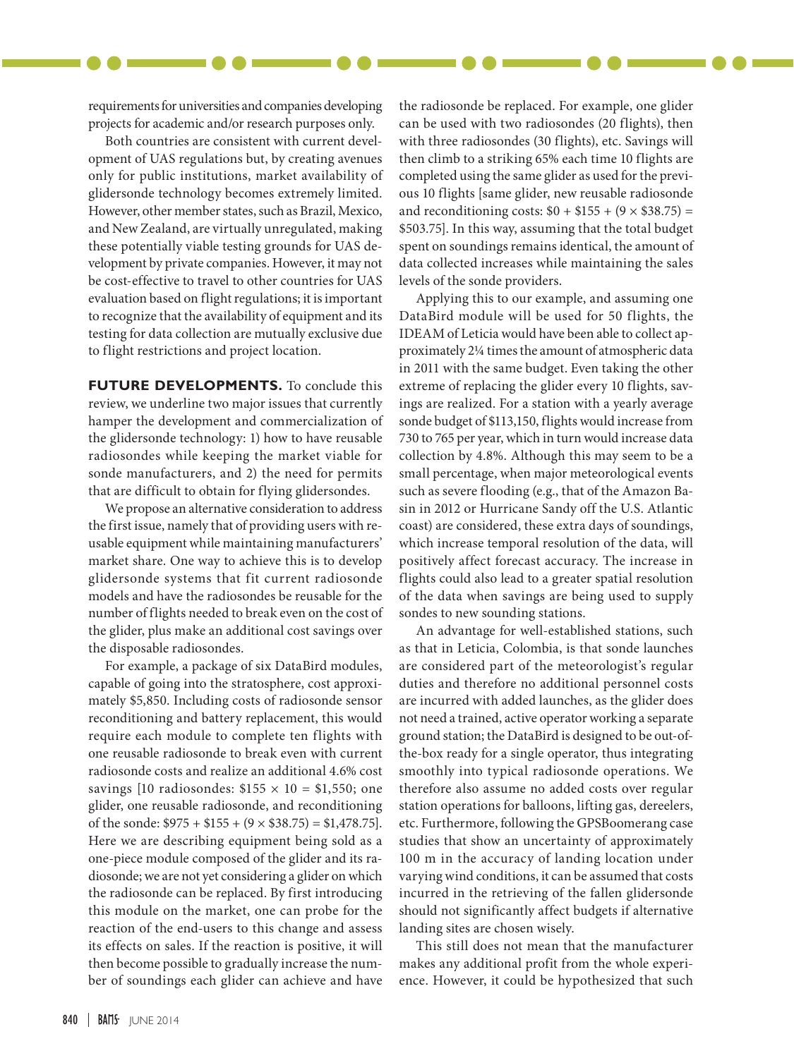requirements for universities and companies developing projects for academic and/or research purposes only.

Both countries are consistent with current development of UAS regulations but, by creating avenues only for public institutions, market availability of glidersonde technology becomes extremely limited. However, other member states, such as Brazil, Mexico, and New Zealand, are virtually unregulated, making these potentially viable testing grounds for UAS development by private companies. However, it may not be cost-effective to travel to other countries for UAS evaluation based on flight regulations; it is important to recognize that the availability of equipment and its testing for data collection are mutually exclusive due to flight restrictions and project location.

**FUTURE DEVELOPMENTS.** To conclude this review, we underline two major issues that currently hamper the development and commercialization of the glidersonde technology: 1) how to have reusable radiosondes while keeping the market viable for sonde manufacturers, and 2) the need for permits that are difficult to obtain for flying glidersondes.

We propose an alternative consideration to address the first issue, namely that of providing users with reusable equipment while maintaining manufacturers' market share. One way to achieve this is to develop glidersonde systems that fit current radiosonde models and have the radiosondes be reusable for the number of flights needed to break even on the cost of the glider, plus make an additional cost savings over the disposable radiosondes.

For example, a package of six DataBird modules, capable of going into the stratosphere, cost approximately $5,850. Including costs of radiosonde sensor reconditioning and battery replacement, this would require each module to complete ten flights with one reusable radiosonde to break even with current radiosonde costs and realize an additional 4.6% cost savings [10 radiosondes: $\$155 \times 10 = \$1,550$; one glider, one reusable radiosonde, and reconditioning of the sonde: $\$975 + \$155 + (9 \times \$38.75) = \$1,478.75$]. Here we are describing equipment being sold as a one-piece module composed of the glider and its radiosonde; we are not yet considering a glider on which the radiosonde can be replaced. By first introducing this module on the market, one can probe for the reaction of the end-users to this change and assess its effects on sales. If the reaction is positive, it will then become possible to gradually increase the number of soundings each glider can achieve and have the radiosonde be replaced. For example, one glider can be used with two radiosondes (20 flights), then with three radiosondes (30 flights), etc. Savings will then climb to a striking 65% each time 10 flights are completed using the same glider as used for the previous 10 flights [same glider, new reusable radiosonde and reconditioning costs: $\$0 + \$155 + (9 \times \$38.75) = \$503.75$]. In this way, assuming that the total budget spent on soundings remains identical, the amount of data collected increases while maintaining the sales levels of the sonde providers.

Applying this to our example, and assuming one DataBird module will be used for 50 flights, the IDEAM of Leticia would have been able to collect approximately 2¼ times the amount of atmospheric data in 2011 with the same budget. Even taking the other extreme of replacing the glider every 10 flights, savings are realized. For a station with a yearly average sonde budget of $113,150, flights would increase from 730 to 765 per year, which in turn would increase data collection by 4.8%. Although this may seem to be a small percentage, when major meteorological events such as severe flooding (e.g., that of the Amazon Basin in 2012 or Hurricane Sandy off the U.S. Atlantic coast) are considered, these extra days of soundings, which increase temporal resolution of the data, will positively affect forecast accuracy. The increase in flights could also lead to a greater spatial resolution of the data when savings are being used to supply sondes to new sounding stations.

An advantage for well-established stations, such as that in Leticia, Colombia, is that sonde launches are considered part of the meteorologist's regular duties and therefore no additional personnel costs are incurred with added launches, as the glider does not need a trained, active operator working a separate ground station; the DataBird is designed to be out-of-the-box ready for a single operator, thus integrating smoothly into typical radiosonde operations. We therefore also assume no added costs over regular station operations for balloons, lifting gas, dereelers, etc. Furthermore, following the GPSBoomerang case studies that show an uncertainty of approximately 100 m in the accuracy of landing location under varying wind conditions, it can be assumed that costs incurred in the retrieving of the fallen glidersonde should not significantly affect budgets if alternative landing sites are chosen wisely.

This still does not mean that the manufacturer makes any additional profit from the whole experience. However, it could be hypothesized that such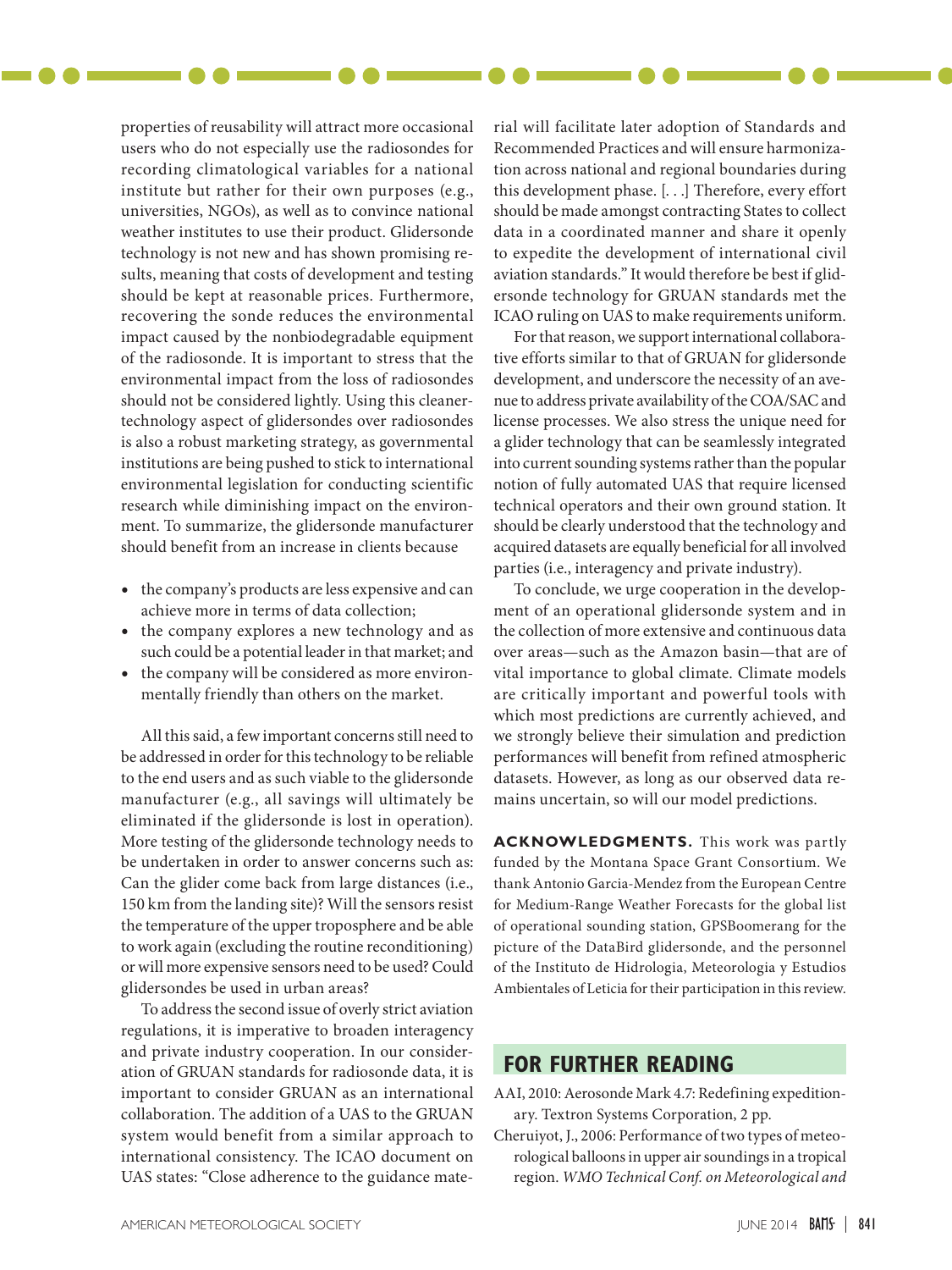properties of reusability will attract more occasional users who do not especially use the radiosondes for recording climatological variables for a national institute but rather for their own purposes (e.g., universities, NGOs), as well as to convince national weather institutes to use their product. Glidersonde technology is not new and has shown promising results, meaning that costs of development and testing should be kept at reasonable prices. Furthermore, recovering the sonde reduces the environmental impact caused by the nonbiodegradable equipment of the radiosonde. It is important to stress that the environmental impact from the loss of radiosondes should not be considered lightly. Using this cleaner-technology aspect of glidersondes over radiosondes is also a robust marketing strategy, as governmental institutions are being pushed to stick to international environmental legislation for conducting scientific research while diminishing impact on the environment. To summarize, the glidersonde manufacturer should benefit from an increase in clients because

- the company's products are less expensive and can achieve more in terms of data collection;
- the company explores a new technology and as such could be a potential leader in that market; and
- the company will be considered as more environmentally friendly than others on the market.

All this said, a few important concerns still need to be addressed in order for this technology to be reliable to the end users and as such viable to the glidersonde manufacturer (e.g., all savings will ultimately be eliminated if the glidersonde is lost in operation). More testing of the glidersonde technology needs to be undertaken in order to answer concerns such as: Can the glider come back from large distances (i.e., 150 km from the landing site)? Will the sensors resist the temperature of the upper troposphere and be able to work again (excluding the routine reconditioning) or will more expensive sensors need to be used? Could glidersondes be used in urban areas?

To address the second issue of overly strict aviation regulations, it is imperative to broaden interagency and private industry cooperation. In our consideration of GRUAN standards for radiosonde data, it is important to consider GRUAN as an international collaboration. The addition of a UAS to the GRUAN system would benefit from a similar approach to international consistency. The ICAO document on UAS states: "Close adherence to the guidance material will facilitate later adoption of Standards and Recommended Practices and will ensure harmonization across national and regional boundaries during this development phase. [. . .] Therefore, every effort should be made amongst contracting States to collect data in a coordinated manner and share it openly to expedite the development of international civil aviation standards." It would therefore be best if glidersonde technology for GRUAN standards met the ICAO ruling on UAS to make requirements uniform.

For that reason, we support international collaborative efforts similar to that of GRUAN for glidersonde development, and underscore the necessity of an avenue to address private availability of the COA/SAC and license processes. We also stress the unique need for a glider technology that can be seamlessly integrated into current sounding systems rather than the popular notion of fully automated UAS that require licensed technical operators and their own ground station. It should be clearly understood that the technology and acquired datasets are equally beneficial for all involved parties (i.e., interagency and private industry).

To conclude, we urge cooperation in the development of an operational glidersonde system and in the collection of more extensive and continuous data over areas—such as the Amazon basin—that are of vital importance to global climate. Climate models are critically important and powerful tools with which most predictions are currently achieved, and we strongly believe their simulation and prediction performances will benefit from refined atmospheric datasets. However, as long as our observed data remains uncertain, so will our model predictions.

**ACKNOWLEDGMENTS.** This work was partly funded by the Montana Space Grant Consortium. We thank Antonio Garcia-Mendez from the European Centre for Medium-Range Weather Forecasts for the global list of operational sounding station, GPSBoomerang for the picture of the DataBird glidersonde, and the personnel of the Instituto de Hidrologia, Meteorologia y Estudios Ambientales of Leticia for their participation in this review.

## FOR FURTHER READING

AAI, 2010: Aerosonde Mark 4.7: Redefining expeditionary. Textron Systems Corporation, 2 pp.

Cheruiyot, J., 2006: Performance of two types of meteorological balloons in upper air soundings in a tropical region. *WMO Technical Conf. on Meteorological and*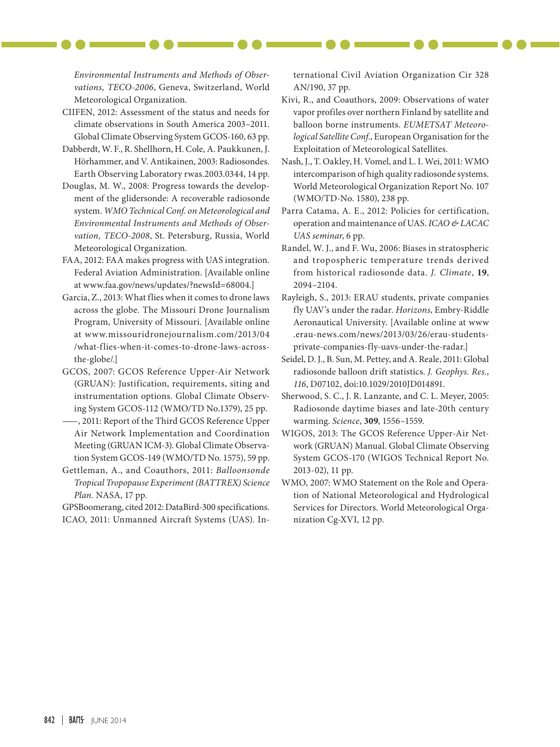*Environmental Instruments and Methods of Observations, TECO-2006*, Geneva, Switzerland, World Meteorological Organization.

CIIFEN, 2012: Assessment of the status and needs for climate observations in South America 2003–2011. Global Climate Observing System GCOS-160, 63 pp.

Dabberdt, W. F., R. Shellhorn, H. Cole, A. Paukkunen, J. Hörhammer, and V. Antikainen, 2003: Radiosondes. Earth Observing Laboratory rwas.2003.0344, 14 pp.

Douglas, M. W., 2008: Progress towards the development of the glidersonde: A recoverable radiosonde system. *WMO Technical Conf. on Meteorological and Environmental Instruments and Methods of Observation, TECO-2008*, St. Petersburg, Russia, World Meteorological Organization.

FAA, 2012: FAA makes progress with UAS integration. Federal Aviation Administration. [Available online at www.faa.gov/news/updates/?newsId=68004.]

Garcia, Z., 2013: What flies when it comes to drone laws across the globe. The Missouri Drone Journalism Program, University of Missouri. [Available online at www.missouridronejournalism.com/2013/04/what-flies-when-it-comes-to-drone-laws-across-the-globe/.]

GCOS, 2007: GCOS Reference Upper-Air Network (GRUAN): Justification, requirements, siting and instrumentation options. Global Climate Observing System GCOS-112 (WMO/TD No.1379), 25 pp.

——, 2011: Report of the Third GCOS Reference Upper Air Network Implementation and Coordination Meeting (GRUAN ICM-3). Global Climate Observation System GCOS-149 (WMO/TD No. 1575), 59 pp.

Gettleman, A., and Coauthors, 2011: *Balloonsonde Tropical Tropopause Experiment (BATTREX) Science Plan*. NASA, 17 pp.

GPSBoomerang, cited 2012: DataBird-300 specifications.

ICAO, 2011: Unmanned Aircraft Systems (UAS). International Civil Aviation Organization Cir 328 AN/190, 37 pp.

Kivi, R., and Coauthors, 2009: Observations of water vapor profiles over northern Finland by satellite and balloon borne instruments. *EUMETSAT Meteorological Satellite Conf.*, European Organisation for the Exploitation of Meteorological Satellites.

Nash, J., T. Oakley, H. Vomel, and L. I. Wei, 2011: WMO intercomparison of high quality radiosonde systems. World Meteorological Organization Report No. 107 (WMO/TD-No. 1580), 238 pp.

Parra Catama, A. E., 2012: Policies for certification, operation and maintenance of UAS. *ICAO & LACAC UAS seminar*, 6 pp.

Randel, W. J., and F. Wu, 2006: Biases in stratospheric and tropospheric temperature trends derived from historical radiosonde data. *J. Climate*, **19**, 2094–2104.

Rayleigh, S., 2013: ERAU students, private companies fly UAV's under the radar. *Horizons*, Embry-Riddle Aeronautical University. [Available online at www.erau-news.com/news/2013/03/26/erau-students-private-companies-fly-uavs-under-the-radar.]

Seidel, D. J., B. Sun, M. Pettey, and A. Reale, 2011: Global radiosonde balloon drift statistics. *J. Geophys. Res.*, *116*, D07102, doi:10.1029/2010JD014891.

Sherwood, S. C., J. R. Lanzante, and C. L. Meyer, 2005: Radiosonde daytime biases and late-20th century warming. *Science*, **309**, 1556–1559.

WIGOS, 2013: The GCOS Reference Upper-Air Network (GRUAN) Manual. Global Climate Observing System GCOS-170 (WIGOS Technical Report No. 2013-02), 11 pp.

WMO, 2007: WMO Statement on the Role and Operation of National Meteorological and Hydrological Services for Directors. World Meteorological Organization Cg-XVI, 12 pp.